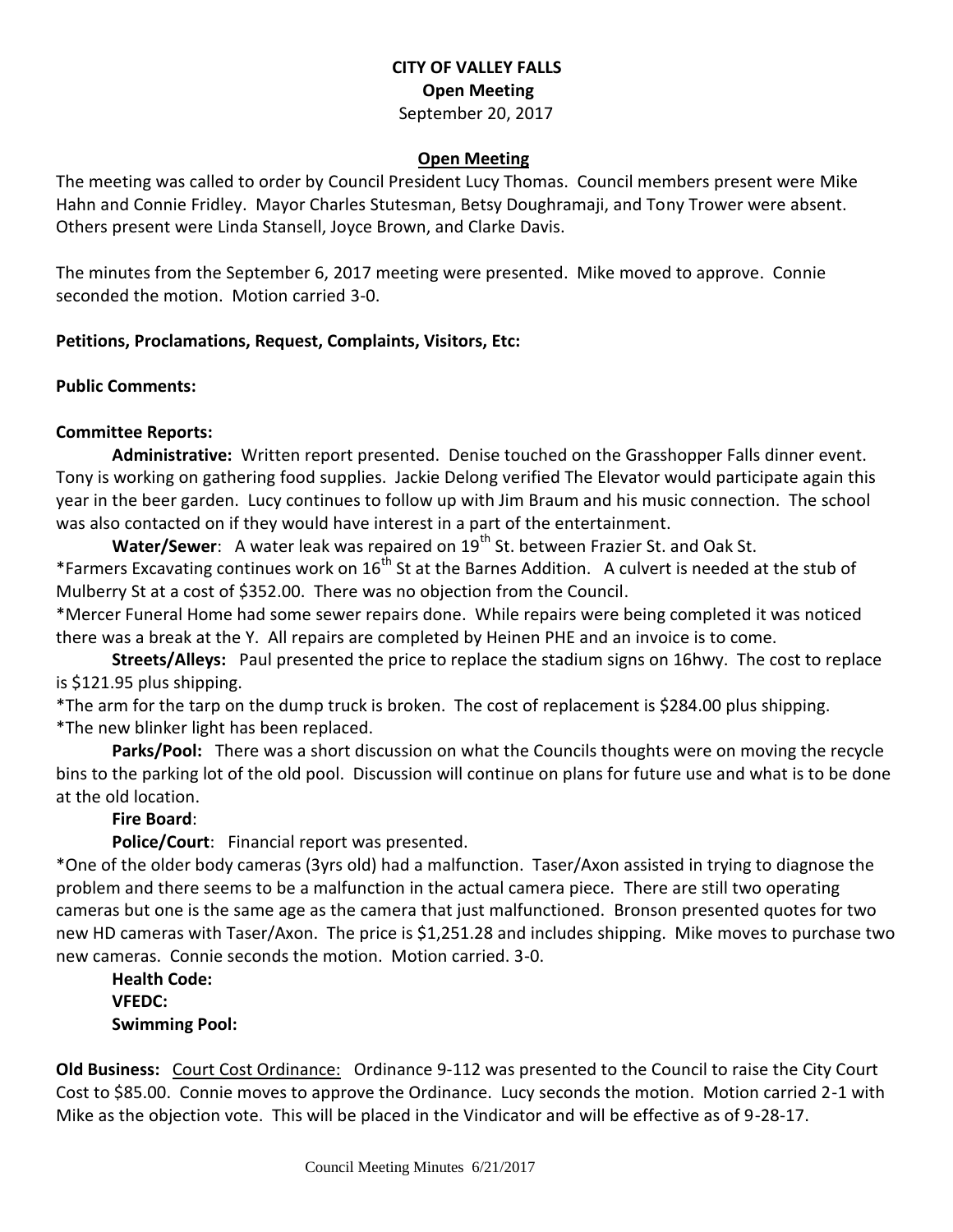# CITY OF VALLEY FALLS

## Open Meeting

September 20, 2017

## Open Meeting

The meeting was called to order by Council President Lucy Thomas. Council members present were Mike Hahn and Connie Fridley. Mayor Charles Stutesman, Betsy Doughramaji, and Tony Trower were absent. Others present were Linda Stansell, Joyce Brown, and Clarke Davis.

The minutes from the September 6, 2017 meeting were presented. Mike moved to approve. Connie seconded the motion. Motion carried 3-0.

**Petitions, Proclamations, Request, Complaints, Visitors, Etc:**

**Public Comments:**

**Committee Reports:**

**Administrative:** Written report presented. Denise touched on the Grasshopper Falls dinner event. Tony is working on gathering food supplies. Jackie Delong verified The Elevator would participate again this year in the beer garden. Lucy continues to follow up with Jim Braum and his music connection. The school was also contacted on if they would have interest in a part of the entertainment.

**Water/Sewer**: A water leak was repaired on 19th St. between Frazier St. and Oak St.

*Farmers Excavating continues work on 16th St at the Barnes Addition. A culvert is needed at the stub of Mulberry St at a cost of $352.00. There was no objection from the Council.

*Mercer Funeral Home had some sewer repairs done. While repairs were being completed it was noticed there was a break at the Y. All repairs are completed by Heinen PHE and an invoice is to come.

**Streets/Alleys:** Paul presented the price to replace the stadium signs on 16hwy. The cost to replace is $121.95 plus shipping.

*The arm for the tarp on the dump truck is broken. The cost of replacement is $284.00 plus shipping.

*The new blinker light has been replaced.

**Parks/Pool:** There was a short discussion on what the Councils thoughts were on moving the recycle bins to the parking lot of the old pool. Discussion will continue on plans for future use and what is to be done at the old location.

**Fire Board**:

**Police/Court**: Financial report was presented.

*One of the older body cameras (3yrs old) had a malfunction. Taser/Axon assisted in trying to diagnose the problem and there seems to be a malfunction in the actual camera piece. There are still two operating cameras but one is the same age as the camera that just malfunctioned. Bronson presented quotes for two new HD cameras with Taser/Axon. The price is $1,251.28 and includes shipping. Mike moves to purchase two new cameras. Connie seconds the motion. Motion carried. 3-0.

**Health Code:**

**VFEDC:**

**Swimming Pool:**

**Old Business:** Court Cost Ordinance: Ordinance 9-112 was presented to the Council to raise the City Court Cost to $85.00. Connie moves to approve the Ordinance. Lucy seconds the motion. Motion carried 2-1 with Mike as the objection vote. This will be placed in the Vindicator and will be effective as of 9-28-17.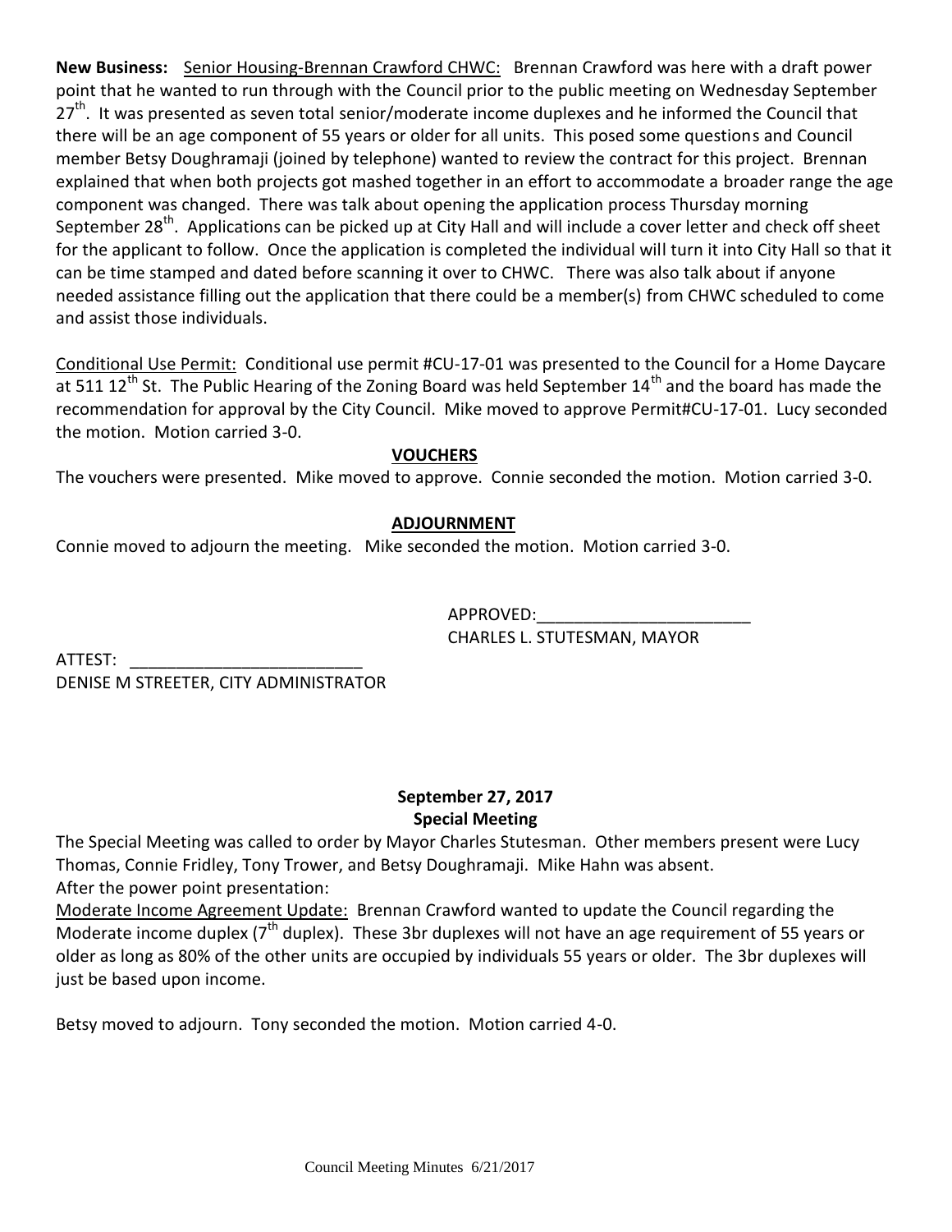**New Business:** Senior Housing-Brennan Crawford CHWC: Brennan Crawford was here with a draft power point that he wanted to run through with the Council prior to the public meeting on Wednesday September 27th. It was presented as seven total senior/moderate income duplexes and he informed the Council that there will be an age component of 55 years or older for all units. This posed some questions and Council member Betsy Doughramaji (joined by telephone) wanted to review the contract for this project. Brennan explained that when both projects got mashed together in an effort to accommodate a broader range the age component was changed. There was talk about opening the application process Thursday morning September 28th. Applications can be picked up at City Hall and will include a cover letter and check off sheet for the applicant to follow. Once the application is completed the individual will turn it into City Hall so that it can be time stamped and dated before scanning it over to CHWC. There was also talk about if anyone needed assistance filling out the application that there could be a member(s) from CHWC scheduled to come and assist those individuals.

Conditional Use Permit: Conditional use permit #CU-17-01 was presented to the Council for a Home Daycare at 511 12th St. The Public Hearing of the Zoning Board was held September 14th and the board has made the recommendation for approval by the City Council. Mike moved to approve Permit#CU-17-01. Lucy seconded the motion. Motion carried 3-0.

**VOUCHERS**

The vouchers were presented. Mike moved to approve. Connie seconded the motion. Motion carried 3-0.

**ADJOURNMENT**

Connie moved to adjourn the meeting. Mike seconded the motion. Motion carried 3-0.

APPROVED:_______________________
CHARLES L. STUTESMAN, MAYOR

ATTEST: _________________________
DENISE M STREETER, CITY ADMINISTRATOR

**September 27, 2017**
**Special Meeting**

The Special Meeting was called to order by Mayor Charles Stutesman. Other members present were Lucy Thomas, Connie Fridley, Tony Trower, and Betsy Doughramaji. Mike Hahn was absent.
After the power point presentation:

Moderate Income Agreement Update: Brennan Crawford wanted to update the Council regarding the Moderate income duplex (7th duplex). These 3br duplexes will not have an age requirement of 55 years or older as long as 80% of the other units are occupied by individuals 55 years or older. The 3br duplexes will just be based upon income.

Betsy moved to adjourn. Tony seconded the motion. Motion carried 4-0.